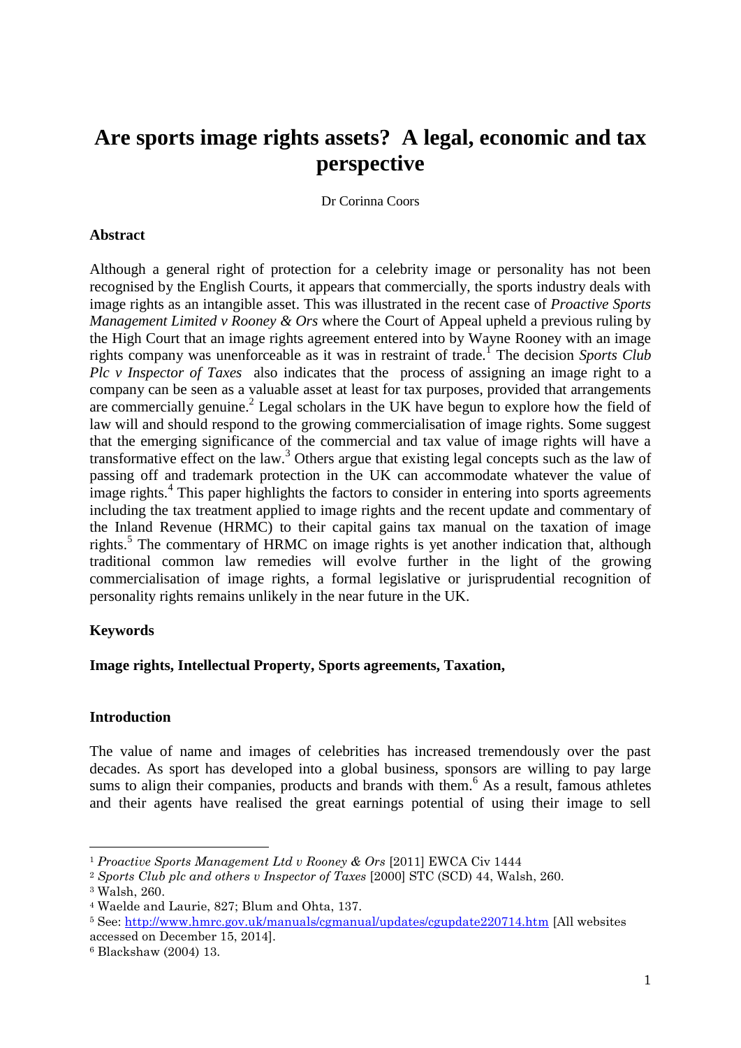# Are sports image rights assets? A legal, economic and tax perspective

Dr Corinna Coors

**Abstract**

Although a general right of protection for a celebrity image or personality has not been recognised by the English Courts, it appears that commercially, the sports industry deals with image rights as an intangible asset. This was illustrated in the recent case of *Proactive Sports Management Limited v Rooney & Ors* where the Court of Appeal upheld a previous ruling by the High Court that an image rights agreement entered into by Wayne Rooney with an image rights company was unenforceable as it was in restraint of trade.[1] The decision *Sports Club Plc v Inspector of Taxes* also indicates that the process of assigning an image right to a company can be seen as a valuable asset at least for tax purposes, provided that arrangements are commercially genuine.[2] Legal scholars in the UK have begun to explore how the field of law will and should respond to the growing commercialisation of image rights. Some suggest that the emerging significance of the commercial and tax value of image rights will have a transformative effect on the law.[3] Others argue that existing legal concepts such as the law of passing off and trademark protection in the UK can accommodate whatever the value of image rights.[4] This paper highlights the factors to consider in entering into sports agreements including the tax treatment applied to image rights and the recent update and commentary of the Inland Revenue (HRMC) to their capital gains tax manual on the taxation of image rights.[5] The commentary of HRMC on image rights is yet another indication that, although traditional common law remedies will evolve further in the light of the growing commercialisation of image rights, a formal legislative or jurisprudential recognition of personality rights remains unlikely in the near future in the UK.

**Keywords**

**Image rights, Intellectual Property, Sports agreements, Taxation,**

**Introduction**

The value of name and images of celebrities has increased tremendously over the past decades. As sport has developed into a global business, sponsors are willing to pay large sums to align their companies, products and brands with them.[6] As a result, famous athletes and their agents have realised the great earnings potential of using their image to sell

---

[1] *Proactive Sports Management Ltd v Rooney & Ors* [2011] EWCA Civ 1444

[2] *Sports Club plc and others v Inspector of Taxes* [2000] STC (SCD) 44, Walsh, 260.

[3] Walsh, 260.

[4] Waelde and Laurie, 827; Blum and Ohta, 137.

[5] See: http://www.hmrc.gov.uk/manuals/cgmanual/updates/cgupdate220714.htm [All websites accessed on December 15, 2014].

[6] Blackshaw (2004) 13.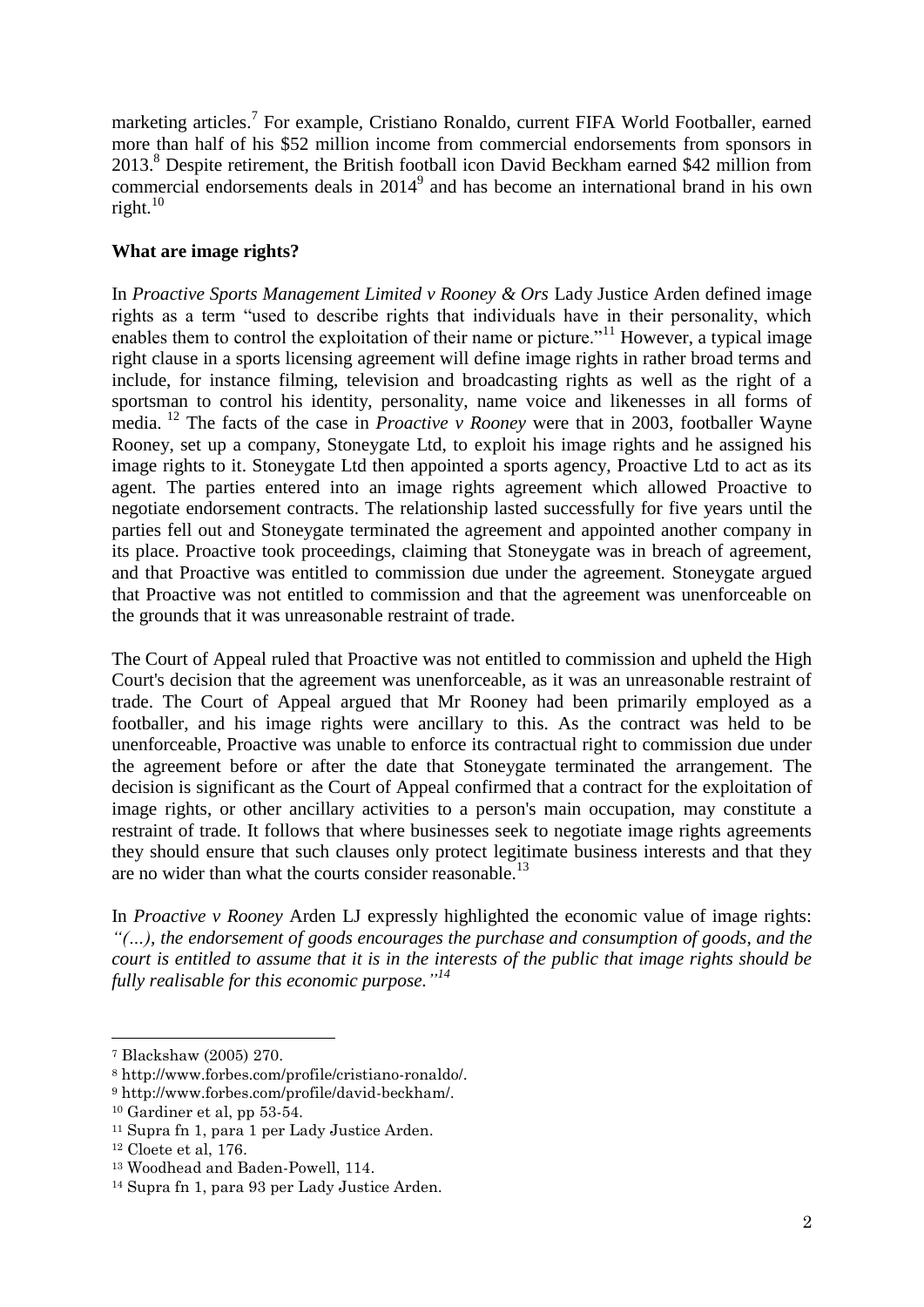marketing articles.[7] For example, Cristiano Ronaldo, current FIFA World Footballer, earned more than half of his $52 million income from commercial endorsements from sponsors in 2013.[8] Despite retirement, the British football icon David Beckham earned $42 million from commercial endorsements deals in 2014[9] and has become an international brand in his own right.[10]

**What are image rights?**

In *Proactive Sports Management Limited v Rooney & Ors* Lady Justice Arden defined image rights as a term "used to describe rights that individuals have in their personality, which enables them to control the exploitation of their name or picture."[11] However, a typical image right clause in a sports licensing agreement will define image rights in rather broad terms and include, for instance filming, television and broadcasting rights as well as the right of a sportsman to control his identity, personality, name voice and likenesses in all forms of media. [12] The facts of the case in *Proactive v Rooney* were that in 2003, footballer Wayne Rooney, set up a company, Stoneygate Ltd, to exploit his image rights and he assigned his image rights to it. Stoneygate Ltd then appointed a sports agency, Proactive Ltd to act as its agent. The parties entered into an image rights agreement which allowed Proactive to negotiate endorsement contracts. The relationship lasted successfully for five years until the parties fell out and Stoneygate terminated the agreement and appointed another company in its place. Proactive took proceedings, claiming that Stoneygate was in breach of agreement, and that Proactive was entitled to commission due under the agreement. Stoneygate argued that Proactive was not entitled to commission and that the agreement was unenforceable on the grounds that it was unreasonable restraint of trade.

The Court of Appeal ruled that Proactive was not entitled to commission and upheld the High Court's decision that the agreement was unenforceable, as it was an unreasonable restraint of trade. The Court of Appeal argued that Mr Rooney had been primarily employed as a footballer, and his image rights were ancillary to this. As the contract was held to be unenforceable, Proactive was unable to enforce its contractual right to commission due under the agreement before or after the date that Stoneygate terminated the arrangement. The decision is significant as the Court of Appeal confirmed that a contract for the exploitation of image rights, or other ancillary activities to a person's main occupation, may constitute a restraint of trade. It follows that where businesses seek to negotiate image rights agreements they should ensure that such clauses only protect legitimate business interests and that they are no wider than what the courts consider reasonable.[13]

In *Proactive v Rooney* Arden LJ expressly highlighted the economic value of image rights: *"(…), the endorsement of goods encourages the purchase and consumption of goods, and the court is entitled to assume that it is in the interests of the public that image rights should be fully realisable for this economic purpose."*[14]

---

[7] Blackshaw (2005) 270.
[8] http://www.forbes.com/profile/cristiano-ronaldo/.
[9] http://www.forbes.com/profile/david-beckham/.
[10] Gardiner et al, pp 53-54.
[11] Supra fn 1, para 1 per Lady Justice Arden.
[12] Cloete et al, 176.
[13] Woodhead and Baden-Powell, 114.
[14] Supra fn 1, para 93 per Lady Justice Arden.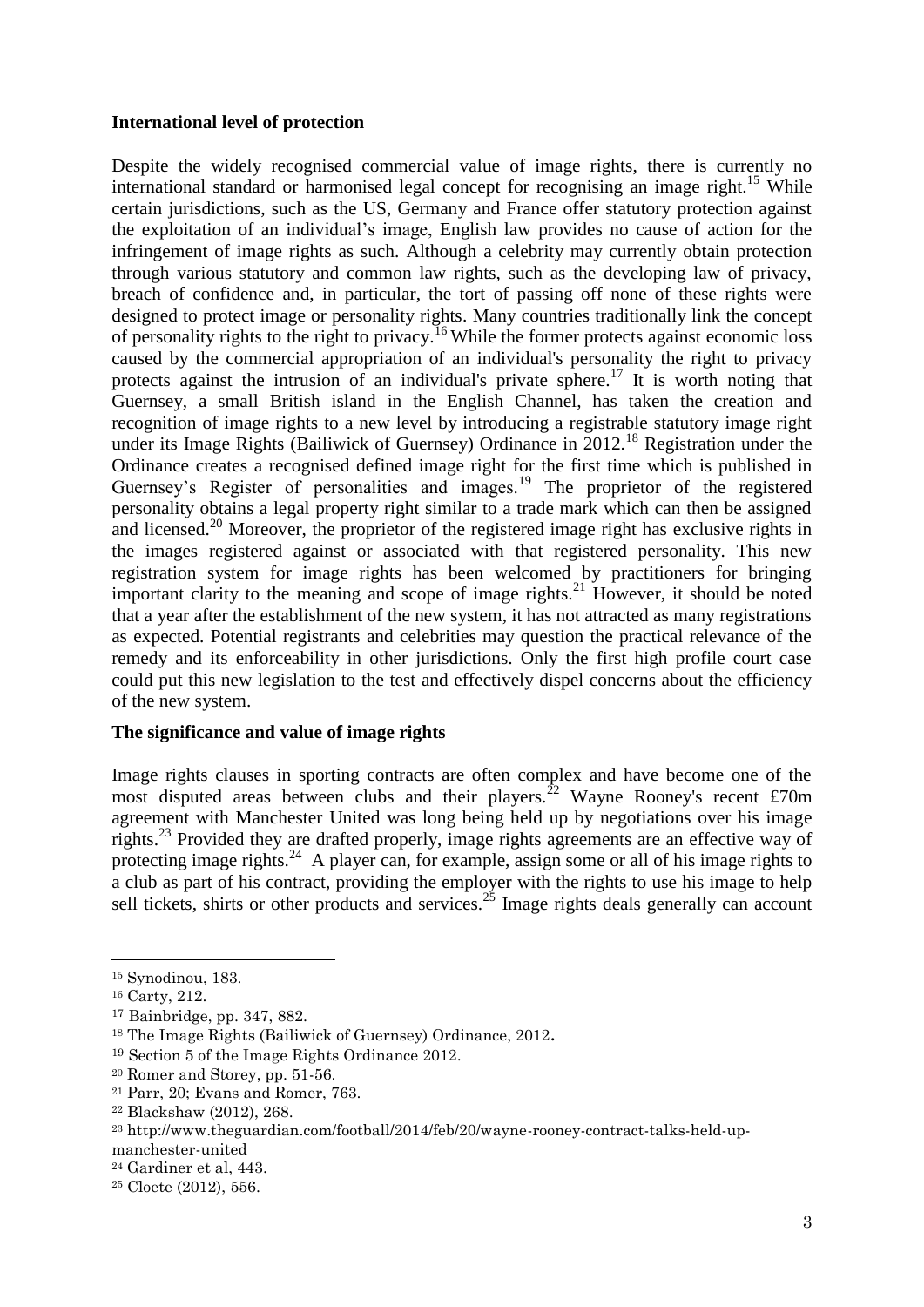**International level of protection**

Despite the widely recognised commercial value of image rights, there is currently no international standard or harmonised legal concept for recognising an image right.[15] While certain jurisdictions, such as the US, Germany and France offer statutory protection against the exploitation of an individual's image, English law provides no cause of action for the infringement of image rights as such. Although a celebrity may currently obtain protection through various statutory and common law rights, such as the developing law of privacy, breach of confidence and, in particular, the tort of passing off none of these rights were designed to protect image or personality rights. Many countries traditionally link the concept of personality rights to the right to privacy.[16] While the former protects against economic loss caused by the commercial appropriation of an individual's personality the right to privacy protects against the intrusion of an individual's private sphere.[17] It is worth noting that Guernsey, a small British island in the English Channel, has taken the creation and recognition of image rights to a new level by introducing a registrable statutory image right under its Image Rights (Bailiwick of Guernsey) Ordinance in 2012.[18] Registration under the Ordinance creates a recognised defined image right for the first time which is published in Guernsey's Register of personalities and images.[19] The proprietor of the registered personality obtains a legal property right similar to a trade mark which can then be assigned and licensed.[20] Moreover, the proprietor of the registered image right has exclusive rights in the images registered against or associated with that registered personality. This new registration system for image rights has been welcomed by practitioners for bringing important clarity to the meaning and scope of image rights.[21] However, it should be noted that a year after the establishment of the new system, it has not attracted as many registrations as expected. Potential registrants and celebrities may question the practical relevance of the remedy and its enforceability in other jurisdictions. Only the first high profile court case could put this new legislation to the test and effectively dispel concerns about the efficiency of the new system.

**The significance and value of image rights**

Image rights clauses in sporting contracts are often complex and have become one of the most disputed areas between clubs and their players.[22] Wayne Rooney's recent £70m agreement with Manchester United was long being held up by negotiations over his image rights.[23] Provided they are drafted properly, image rights agreements are an effective way of protecting image rights.[24] A player can, for example, assign some or all of his image rights to a club as part of his contract, providing the employer with the rights to use his image to help sell tickets, shirts or other products and services.[25] Image rights deals generally can account

---

[15] Synodinou, 183.

[16] Carty, 212.

[17] Bainbridge, pp. 347, 882.

[18] The Image Rights (Bailiwick of Guernsey) Ordinance, 2012.

[19] Section 5 of the Image Rights Ordinance 2012.

[20] Romer and Storey, pp. 51-56.

[21] Parr, 20; Evans and Romer, 763.

[22] Blackshaw (2012), 268.

[23] http://www.theguardian.com/football/2014/feb/20/wayne-rooney-contract-talks-held-up-manchester-united

[24] Gardiner et al, 443.

[25] Cloete (2012), 556.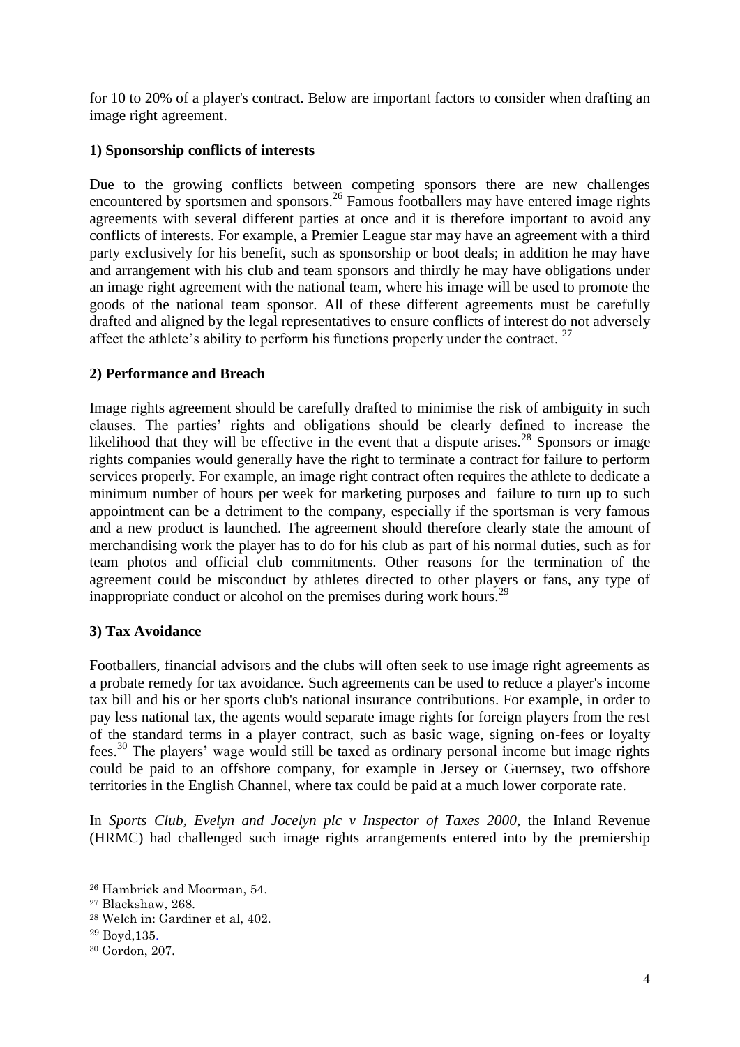for 10 to 20% of a player's contract. Below are important factors to consider when drafting an image right agreement.

**1) Sponsorship conflicts of interests**

Due to the growing conflicts between competing sponsors there are new challenges encountered by sportsmen and sponsors.[26] Famous footballers may have entered image rights agreements with several different parties at once and it is therefore important to avoid any conflicts of interests. For example, a Premier League star may have an agreement with a third party exclusively for his benefit, such as sponsorship or boot deals; in addition he may have and arrangement with his club and team sponsors and thirdly he may have obligations under an image right agreement with the national team, where his image will be used to promote the goods of the national team sponsor. All of these different agreements must be carefully drafted and aligned by the legal representatives to ensure conflicts of interest do not adversely affect the athlete's ability to perform his functions properly under the contract. [27]

**2) Performance and Breach**

Image rights agreement should be carefully drafted to minimise the risk of ambiguity in such clauses. The parties' rights and obligations should be clearly defined to increase the likelihood that they will be effective in the event that a dispute arises.[28] Sponsors or image rights companies would generally have the right to terminate a contract for failure to perform services properly. For example, an image right contract often requires the athlete to dedicate a minimum number of hours per week for marketing purposes and failure to turn up to such appointment can be a detriment to the company, especially if the sportsman is very famous and a new product is launched. The agreement should therefore clearly state the amount of merchandising work the player has to do for his club as part of his normal duties, such as for team photos and official club commitments. Other reasons for the termination of the agreement could be misconduct by athletes directed to other players or fans, any type of inappropriate conduct or alcohol on the premises during work hours.[29]

**3) Tax Avoidance**

Footballers, financial advisors and the clubs will often seek to use image right agreements as a probate remedy for tax avoidance. Such agreements can be used to reduce a player's income tax bill and his or her sports club's national insurance contributions. For example, in order to pay less national tax, the agents would separate image rights for foreign players from the rest of the standard terms in a player contract, such as basic wage, signing on-fees or loyalty fees.[30] The players' wage would still be taxed as ordinary personal income but image rights could be paid to an offshore company, for example in Jersey or Guernsey, two offshore territories in the English Channel, where tax could be paid at a much lower corporate rate.

In *Sports Club, Evelyn and Jocelyn plc v Inspector of Taxes 2000*, the Inland Revenue (HRMC) had challenged such image rights arrangements entered into by the premiership

---

[26] Hambrick and Moorman, 54.

[27] Blackshaw, 268.

[28] Welch in: Gardiner et al, 402.

[29] Boyd,135.

[30] Gordon, 207.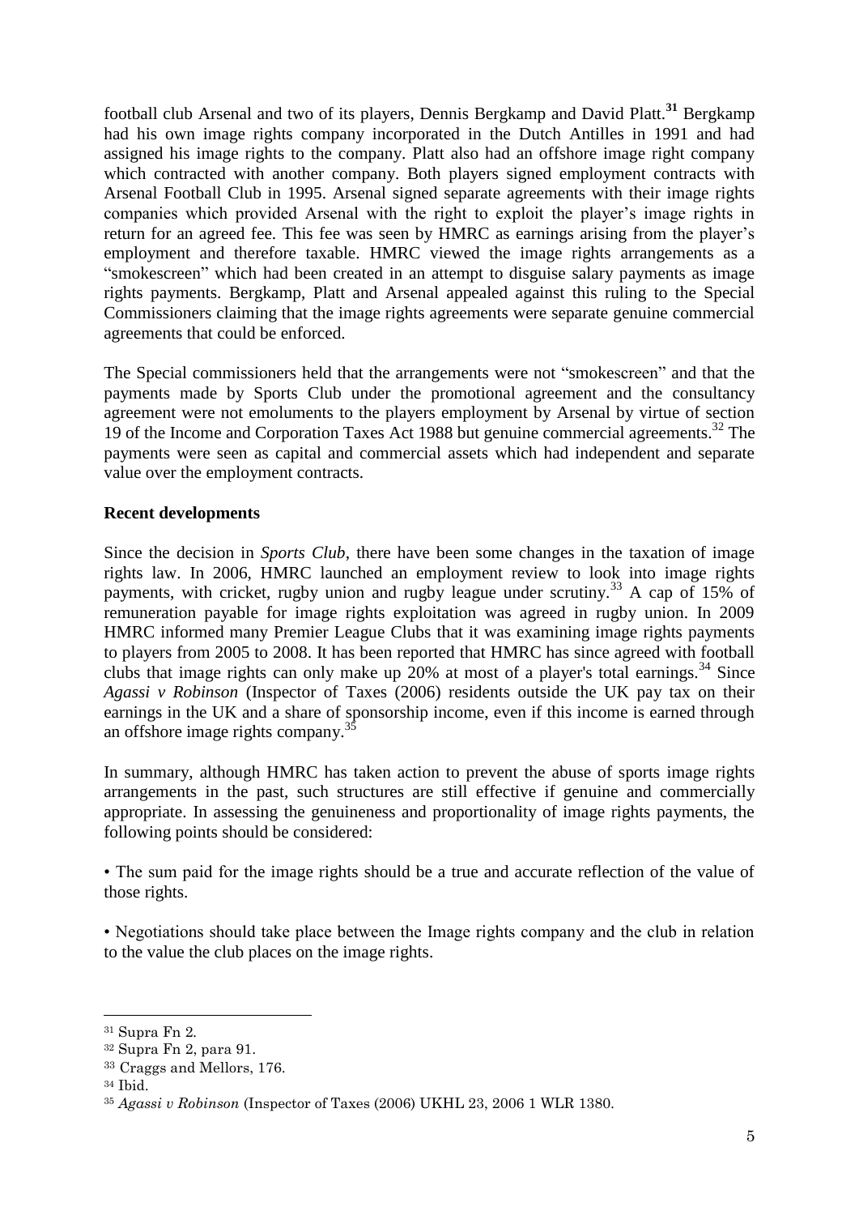football club Arsenal and two of its players, Dennis Bergkamp and David Platt.[31] Bergkamp had his own image rights company incorporated in the Dutch Antilles in 1991 and had assigned his image rights to the company. Platt also had an offshore image right company which contracted with another company. Both players signed employment contracts with Arsenal Football Club in 1995. Arsenal signed separate agreements with their image rights companies which provided Arsenal with the right to exploit the player's image rights in return for an agreed fee. This fee was seen by HMRC as earnings arising from the player's employment and therefore taxable. HMRC viewed the image rights arrangements as a "smokescreen" which had been created in an attempt to disguise salary payments as image rights payments. Bergkamp, Platt and Arsenal appealed against this ruling to the Special Commissioners claiming that the image rights agreements were separate genuine commercial agreements that could be enforced.

The Special commissioners held that the arrangements were not "smokescreen" and that the payments made by Sports Club under the promotional agreement and the consultancy agreement were not emoluments to the players employment by Arsenal by virtue of section 19 of the Income and Corporation Taxes Act 1988 but genuine commercial agreements.[32] The payments were seen as capital and commercial assets which had independent and separate value over the employment contracts.

**Recent developments**

Since the decision in *Sports Club*, there have been some changes in the taxation of image rights law. In 2006, HMRC launched an employment review to look into image rights payments, with cricket, rugby union and rugby league under scrutiny.[33] A cap of 15% of remuneration payable for image rights exploitation was agreed in rugby union. In 2009 HMRC informed many Premier League Clubs that it was examining image rights payments to players from 2005 to 2008. It has been reported that HMRC has since agreed with football clubs that image rights can only make up 20% at most of a player's total earnings.[34] Since *Agassi v Robinson* (Inspector of Taxes (2006) residents outside the UK pay tax on their earnings in the UK and a share of sponsorship income, even if this income is earned through an offshore image rights company.[35]

In summary, although HMRC has taken action to prevent the abuse of sports image rights arrangements in the past, such structures are still effective if genuine and commercially appropriate. In assessing the genuineness and proportionality of image rights payments, the following points should be considered:

• The sum paid for the image rights should be a true and accurate reflection of the value of those rights.

• Negotiations should take place between the Image rights company and the club in relation to the value the club places on the image rights.

---

[31] Supra Fn 2.

[32] Supra Fn 2, para 91.

[33] Craggs and Mellors, 176.

[34] Ibid.

[35] *Agassi v Robinson* (Inspector of Taxes (2006) UKHL 23, 2006 1 WLR 1380.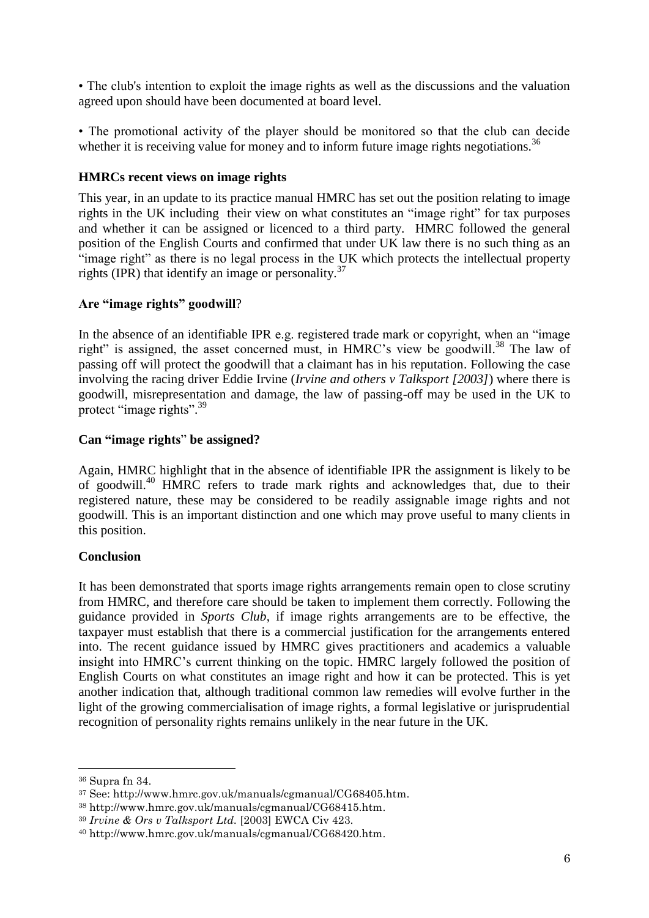• The club's intention to exploit the image rights as well as the discussions and the valuation agreed upon should have been documented at board level.

• The promotional activity of the player should be monitored so that the club can decide whether it is receiving value for money and to inform future image rights negotiations.[36]

**HMRCs recent views on image rights**

This year, in an update to its practice manual HMRC has set out the position relating to image rights in the UK including their view on what constitutes an "image right" for tax purposes and whether it can be assigned or licenced to a third party. HMRC followed the general position of the English Courts and confirmed that under UK law there is no such thing as an "image right" as there is no legal process in the UK which protects the intellectual property rights (IPR) that identify an image or personality.[37]

**Are "image rights" goodwill?**

In the absence of an identifiable IPR e.g. registered trade mark or copyright, when an "image right" is assigned, the asset concerned must, in HMRC's view be goodwill.[38] The law of passing off will protect the goodwill that a claimant has in his reputation. Following the case involving the racing driver Eddie Irvine (*Irvine and others v Talksport [2003]*) where there is goodwill, misrepresentation and damage, the law of passing-off may be used in the UK to protect "image rights".[39]

**Can "image rights" be assigned?**

Again, HMRC highlight that in the absence of identifiable IPR the assignment is likely to be of goodwill.[40] HMRC refers to trade mark rights and acknowledges that, due to their registered nature, these may be considered to be readily assignable image rights and not goodwill. This is an important distinction and one which may prove useful to many clients in this position.

**Conclusion**

It has been demonstrated that sports image rights arrangements remain open to close scrutiny from HMRC, and therefore care should be taken to implement them correctly. Following the guidance provided in *Sports Club*, if image rights arrangements are to be effective, the taxpayer must establish that there is a commercial justification for the arrangements entered into. The recent guidance issued by HMRC gives practitioners and academics a valuable insight into HMRC's current thinking on the topic. HMRC largely followed the position of English Courts on what constitutes an image right and how it can be protected. This is yet another indication that, although traditional common law remedies will evolve further in the light of the growing commercialisation of image rights, a formal legislative or jurisprudential recognition of personality rights remains unlikely in the near future in the UK.

---

[36] Supra fn 34.

[37] See: http://www.hmrc.gov.uk/manuals/cgmanual/CG68405.htm.

[38] http://www.hmrc.gov.uk/manuals/cgmanual/CG68415.htm.

[39] *Irvine & Ors v Talksport Ltd.* [2003] EWCA Civ 423.

[40] http://www.hmrc.gov.uk/manuals/cgmanual/CG68420.htm.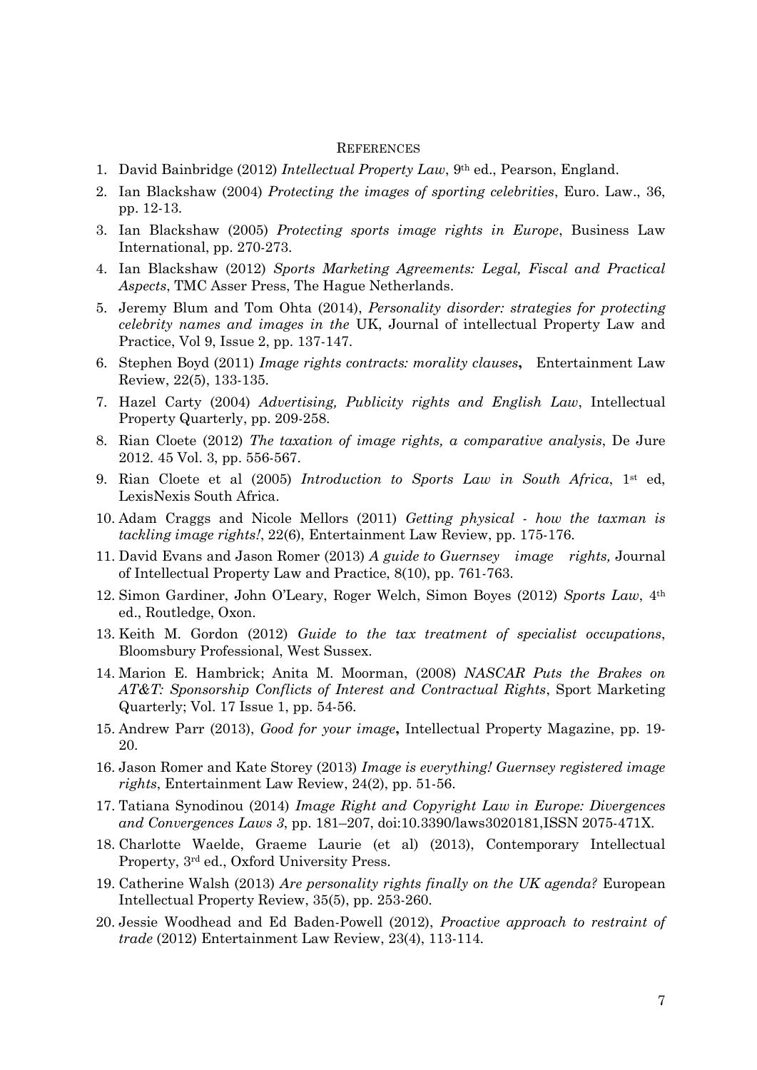# REFERENCES

1. David Bainbridge (2012) *Intellectual Property Law*, 9th ed., Pearson, England.
2. Ian Blackshaw (2004) *Protecting the images of sporting celebrities*, Euro. Law., 36, pp. 12-13.
3. Ian Blackshaw (2005) *Protecting sports image rights in Europe*, Business Law International, pp. 270-273.
4. Ian Blackshaw (2012) *Sports Marketing Agreements: Legal, Fiscal and Practical Aspects*, TMC Asser Press, The Hague Netherlands.
5. Jeremy Blum and Tom Ohta (2014), *Personality disorder: strategies for protecting celebrity names and images in the* UK, Journal of intellectual Property Law and Practice, Vol 9, Issue 2, pp. 137-147.
6. Stephen Boyd (2011) *Image rights contracts: morality clauses*, Entertainment Law Review, 22(5), 133-135.
7. Hazel Carty (2004) *Advertising, Publicity rights and English Law*, Intellectual Property Quarterly, pp. 209-258.
8. Rian Cloete (2012) *The taxation of image rights, a comparative analysis*, De Jure 2012. 45 Vol. 3, pp. 556-567.
9. Rian Cloete et al (2005) *Introduction to Sports Law in South Africa*, 1st ed, LexisNexis South Africa.
10. Adam Craggs and Nicole Mellors (2011) *Getting physical - how the taxman is tackling image rights!*, 22(6), Entertainment Law Review, pp. 175-176.
11. David Evans and Jason Romer (2013) *A guide to Guernsey image rights,* Journal of Intellectual Property Law and Practice, 8(10), pp. 761-763.
12. Simon Gardiner, John O'Leary, Roger Welch, Simon Boyes (2012) *Sports Law*, 4th ed., Routledge, Oxon.
13. Keith M. Gordon (2012) *Guide to the tax treatment of specialist occupations*, Bloomsbury Professional, West Sussex.
14. Marion E. Hambrick; Anita M. Moorman, (2008) *NASCAR Puts the Brakes on AT&T: Sponsorship Conflicts of Interest and Contractual Rights*, Sport Marketing Quarterly; Vol. 17 Issue 1, pp. 54-56.
15. Andrew Parr (2013), *Good for your image*, Intellectual Property Magazine, pp. 19-20.
16. Jason Romer and Kate Storey (2013) *Image is everything! Guernsey registered image rights*, Entertainment Law Review, 24(2), pp. 51-56.
17. Tatiana Synodinou (2014) *Image Right and Copyright Law in Europe: Divergences and Convergences Laws 3*, pp. 181–207, doi:10.3390/laws3020181,ISSN 2075-471X.
18. Charlotte Waelde, Graeme Laurie (et al) (2013), Contemporary Intellectual Property, 3rd ed., Oxford University Press.
19. Catherine Walsh (2013) *Are personality rights finally on the UK agenda?* European Intellectual Property Review, 35(5), pp. 253-260.
20. Jessie Woodhead and Ed Baden-Powell (2012), *Proactive approach to restraint of trade* (2012) Entertainment Law Review, 23(4), 113-114.